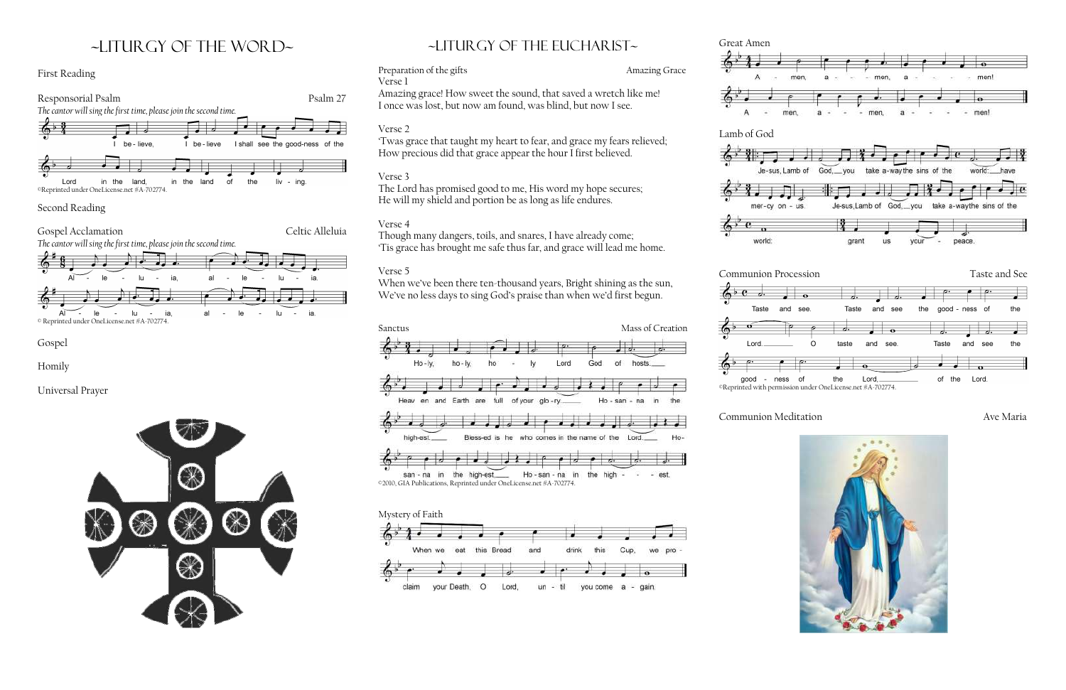# ~LITURGY OF THE WORD~

First Reading

Responsorial Psalm — Psalm 27

*The cantor will sing the first time, please join the second time.*

I believe, I believe I shall see the goodness of the Lord in the land, in the land of the living.

©Reprinted under OneLicense.net #A-702774.

Second Reading

Gospel Acclamation — Celtic Alleluia

*The cantor will sing the first time, please join the second time.*

Alleluia, alleluia. Alleluia, alleluia.

© Reprinted under OneLicense.net #A-702774.

Gospel

Homily

Universal Prayer

# ~LITURGY OF THE EUCHARIST~

Preparation of the gifts — Amazing Grace

Verse 1
Amazing grace! How sweet the sound, that saved a wretch like me!
I once was lost, but now am found, was blind, but now I see.

Verse 2
'Twas grace that taught my heart to fear, and grace my fears relieved;
How precious did that grace appear the hour I first believed.

Verse 3
The Lord has promised good to me, His word my hope secures;
He will my shield and portion be as long as life endures.

Verse 4
Though many dangers, toils, and snares, I have already come;
'Tis grace has brought me safe thus far, and grace will lead me home.

Verse 5
When we've been there ten-thousand years, Bright shining as the sun,
We've no less days to sing God's praise than when we'd first begun.

Sanctus — Mass of Creation

Holy, holy, holy Lord God of hosts. Heaven and Earth are full of your glory. Hosanna in the highest. Blessed is he who comes in the name of the Lord. Hosanna in the highest. Hosanna in the highest.

©2010, GIA Publications, Reprinted under OneLicense.net #A-702774.

Mystery of Faith

When we eat this Bread and drink this Cup, we proclaim your Death, O Lord, until you come again.

Great Amen

Amen, amen, amen! Amen, amen, amen!

Lamb of God

Jesus, Lamb of God, you take away the sins of the world: have mercy on us. Jesus, Lamb of God, you take away the sins of the world: grant us your peace.

Communion Procession — Taste and See

Taste and see. Taste and see the goodness of the Lord. O taste and see. Taste and see the goodness of the Lord, of the Lord.

©Reprinted with permission under OneLicense.net #A-702774.

Communion Meditation — Ave Maria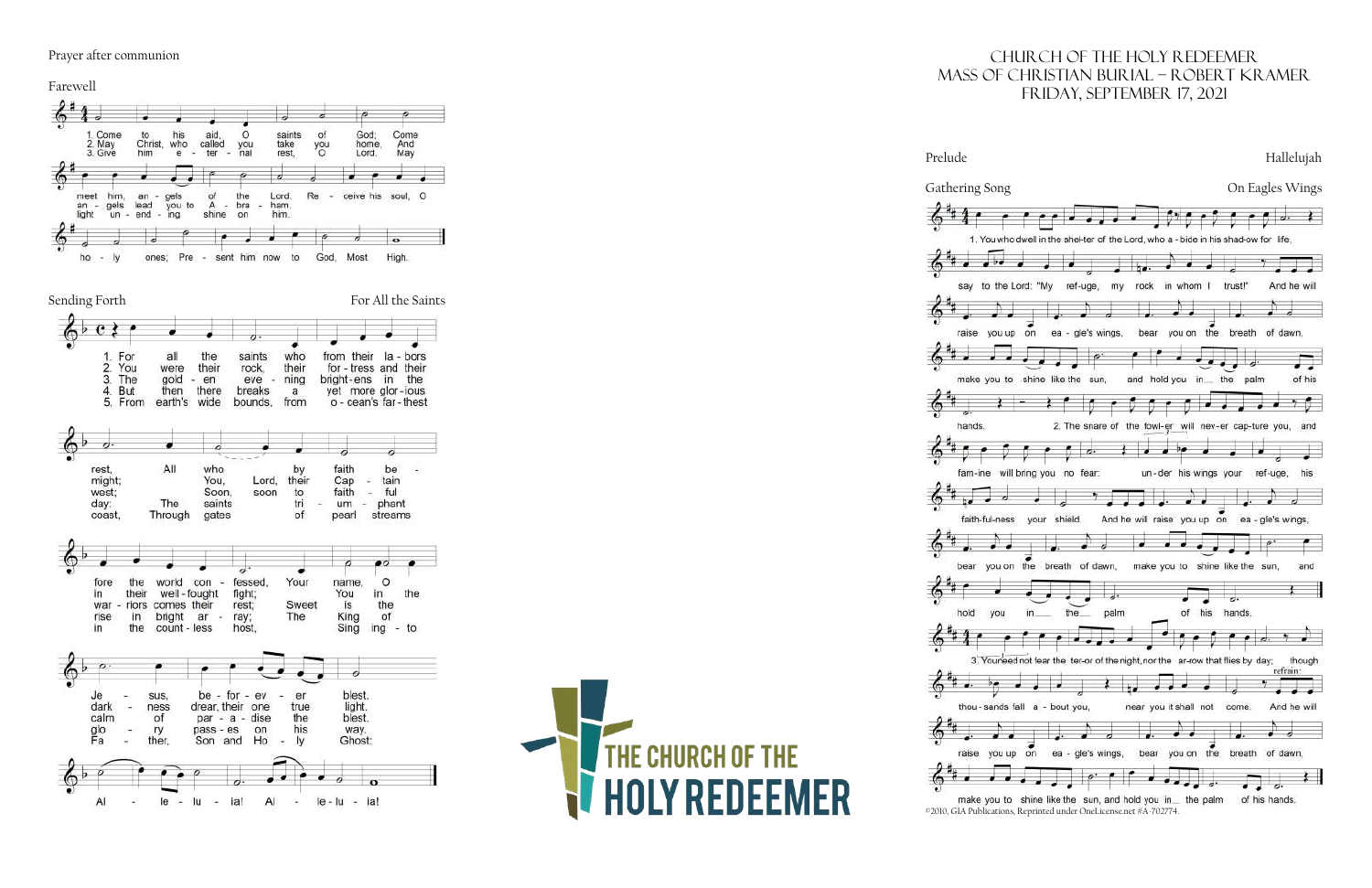Prayer after communion

Farewell

1. Come to his aid, O saints of God; Come meet him, an - gels of the Lord. Re - ceive his soul, O ho - ly ones; Pre - sent him now to God, Most High.

2. May Christ, who called you take you home, And an - gels lead you to A - bra - ham.

3. Give him e - ter - nal rest, O Lord. May light un - end - ing shine on him.

Sending Forth — For All the Saints

1. For all the saints who from their la - bors rest, All who by faith be - fore the world con - fessed, Your name, O Je - sus, be - for - ev - er blest. Al - le - lu - ia! Al - le - lu - ia!

2. You were their rock, their for - tress and their might; You, Lord, their Cap - tain in their well - fought fight; You in the dark - ness drear, their one true light.

3. The gold - en eve - ning bright - ens in the west; Soon, soon to faith - ful war - riors comes their rest; Sweet is the calm of par - a - dise the blest.

4. But then there breaks a yet more glor - ious day: The saints tri - um - phant rise in bright ar - ray; The King of glo - ry pass - es on his way.

5. From earth's wide bounds, from o - cean's far - thest coast, Through gates of pearl streams in the count - less host, Sing - ing to Fa - ther, Son and Ho - ly Ghost:

THE CHURCH OF THE HOLY REDEEMER

# Church of the Holy Redeemer
# Mass of Christian Burial – Robert Kramer
# Friday, September 17, 2021

Prelude — Hallelujah

Gathering Song — On Eagles Wings

1. You who dwell in the shel-ter of the Lord, who a - bide in his shad-ow for life, say to the Lord: "My ref-uge, my rock in whom I trust!" And he will raise you up on ea - gle's wings, bear you on the breath of dawn, make you to shine like the sun, and hold you in the palm of his hands.

2. The snare of the fowl-er will nev-er cap-ture you, and fam-ine will bring you no fear: un-der his wings your ref-uge, his faith-ful-ness your shield. And he will raise you up on ea - gle's wings, bear you on the breath of dawn, make you to shine like the sun, and hold you in the palm of his hands.

3. You need not fear the ter-ror of the night, nor the ar-row that flies by day; though thou - sands fall a - bout you, near you it shall not come. refrain: And he will raise you up on ea - gle's wings, bear you on the breath of dawn, make you to shine like the sun, and hold you in the palm of his hands.

©2010, GIA Publications, Reprinted under OneLicense.net #A-702774.